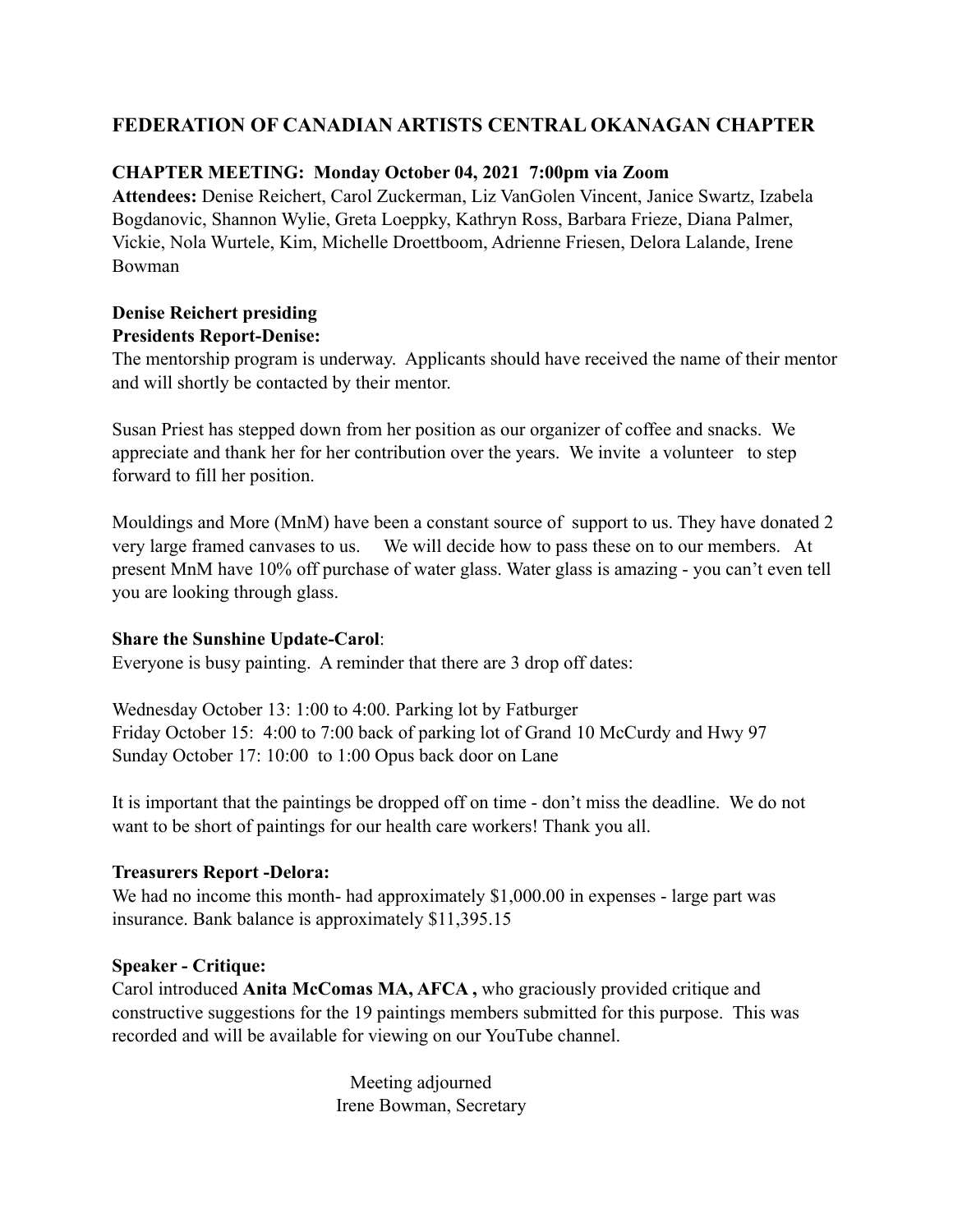# FEDERATION OF CANADIAN ARTISTS CENTRAL OKANAGAN CHAPTER

**CHAPTER MEETING: Monday October 04, 2021 7:00pm via Zoom**

**Attendees:** Denise Reichert, Carol Zuckerman, Liz VanGolen Vincent, Janice Swartz, Izabela Bogdanovic, Shannon Wylie, Greta Loeppky, Kathryn Ross, Barbara Frieze, Diana Palmer, Vickie, Nola Wurtele, Kim, Michelle Droettboom, Adrienne Friesen, Delora Lalande, Irene Bowman

**Denise Reichert presiding**

**Presidents Report-Denise:**

The mentorship program is underway. Applicants should have received the name of their mentor and will shortly be contacted by their mentor.

Susan Priest has stepped down from her position as our organizer of coffee and snacks. We appreciate and thank her for her contribution over the years. We invite a volunteer to step forward to fill her position.

Mouldings and More (MnM) have been a constant source of support to us. They have donated 2 very large framed canvases to us. We will decide how to pass these on to our members. At present MnM have 10% off purchase of water glass. Water glass is amazing - you can't even tell you are looking through glass.

**Share the Sunshine Update-Carol**:

Everyone is busy painting. A reminder that there are 3 drop off dates:

Wednesday October 13: 1:00 to 4:00. Parking lot by Fatburger
Friday October 15: 4:00 to 7:00 back of parking lot of Grand 10 McCurdy and Hwy 97
Sunday October 17: 10:00 to 1:00 Opus back door on Lane

It is important that the paintings be dropped off on time - don't miss the deadline. We do not want to be short of paintings for our health care workers! Thank you all.

**Treasurers Report -Delora:**

We had no income this month- had approximately $1,000.00 in expenses - large part was insurance. Bank balance is approximately $11,395.15

**Speaker - Critique:**

Carol introduced **Anita McComas MA, AFCA ,** who graciously provided critique and constructive suggestions for the 19 paintings members submitted for this purpose. This was recorded and will be available for viewing on our YouTube channel.

Meeting adjourned
Irene Bowman, Secretary